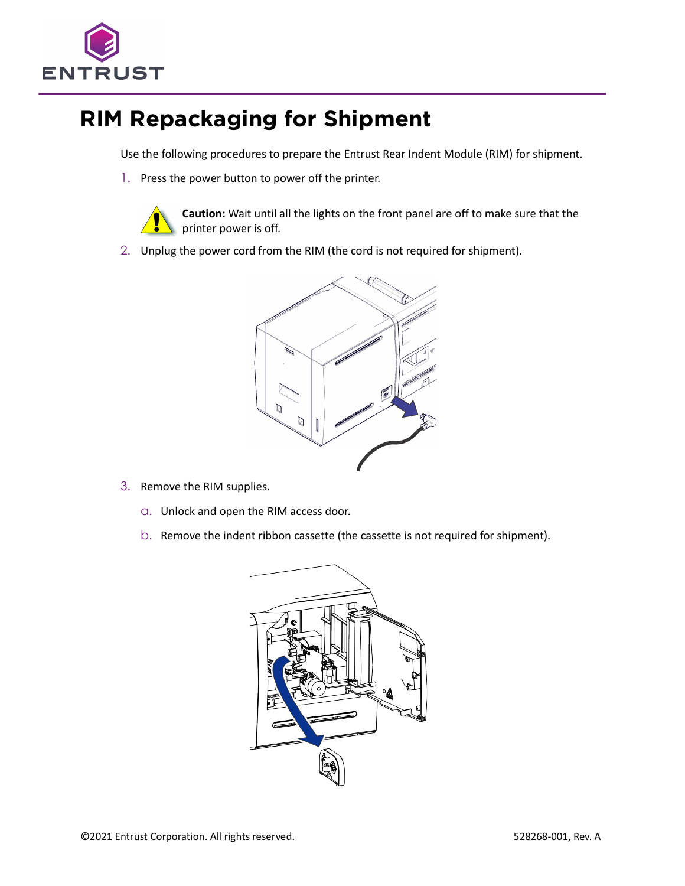# RIM Repackaging for Shipment

Use the following procedures to prepare the Entrust Rear Indent Module (RIM) for shipment.

1. Press the power button to power off the printer.

   **Caution:** Wait until all the lights on the front panel are off to make sure that the printer power is off.

2. Unplug the power cord from the RIM (the cord is not required for shipment).

3. Remove the RIM supplies.

   a. Unlock and open the RIM access door.

   b. Remove the indent ribbon cassette (the cassette is not required for shipment).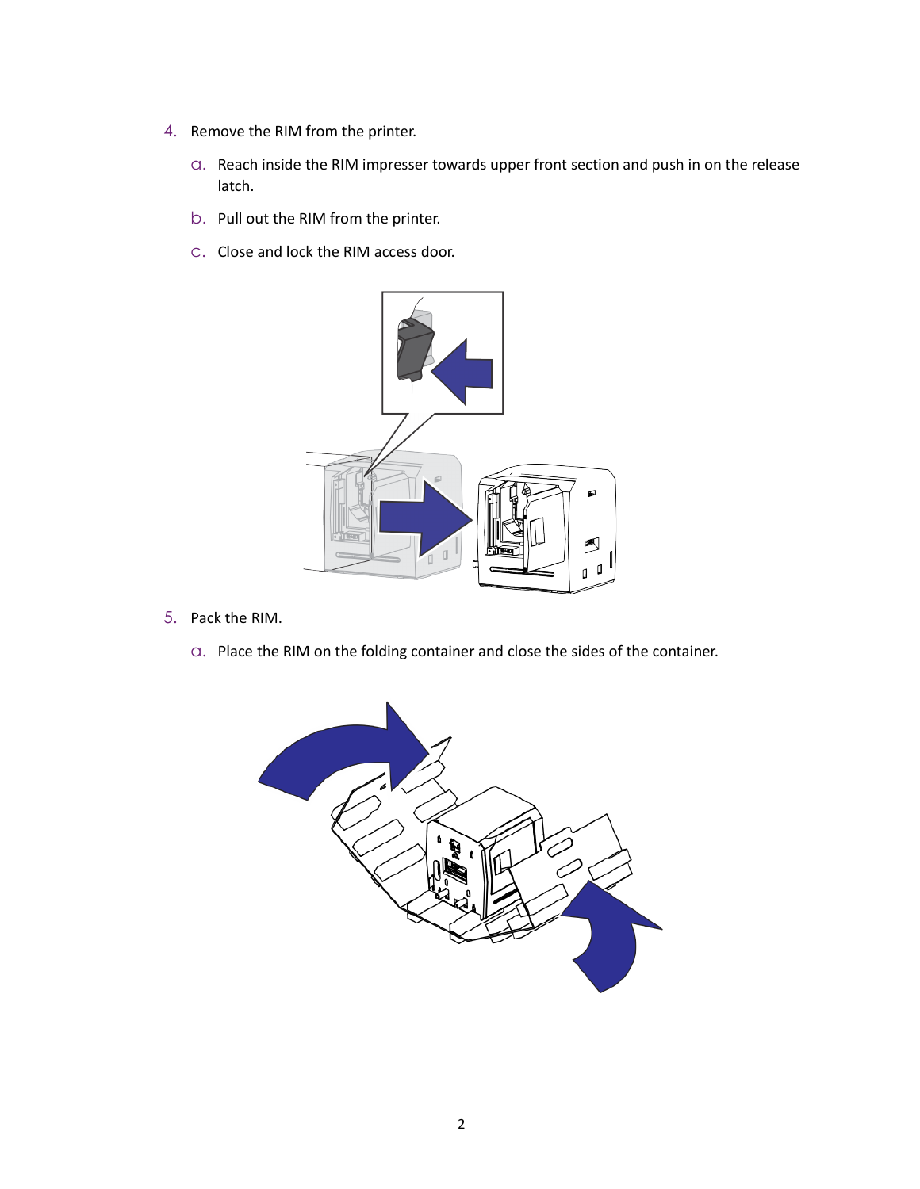4. Remove the RIM from the printer.

   a. Reach inside the RIM impresser towards upper front section and push in on the release latch.

   b. Pull out the RIM from the printer.

   c. Close and lock the RIM access door.

5. Pack the RIM.

   a. Place the RIM on the folding container and close the sides of the container.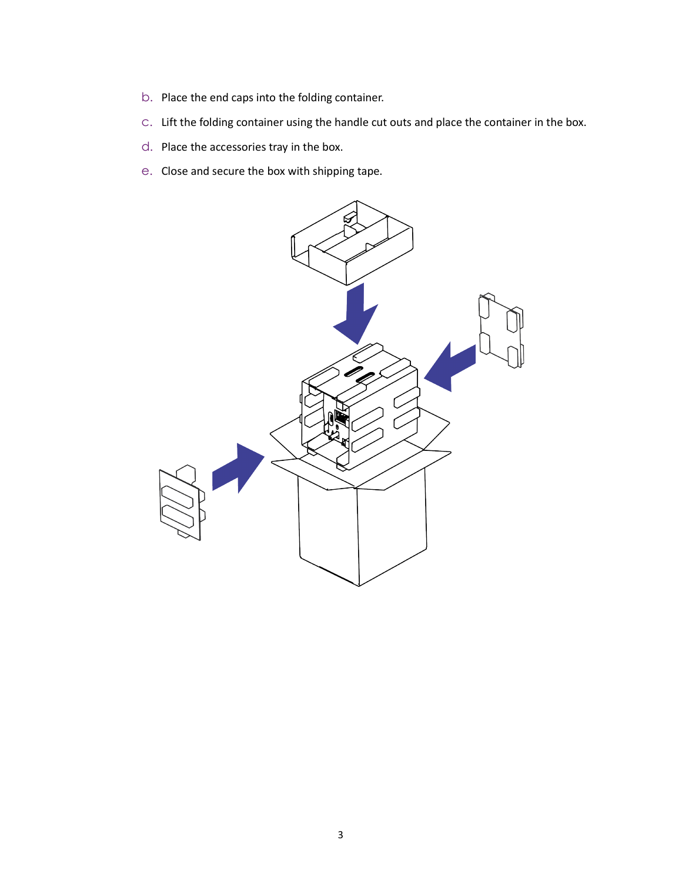b. Place the end caps into the folding container.

c. Lift the folding container using the handle cut outs and place the container in the box.

d. Place the accessories tray in the box.

e. Close and secure the box with shipping tape.